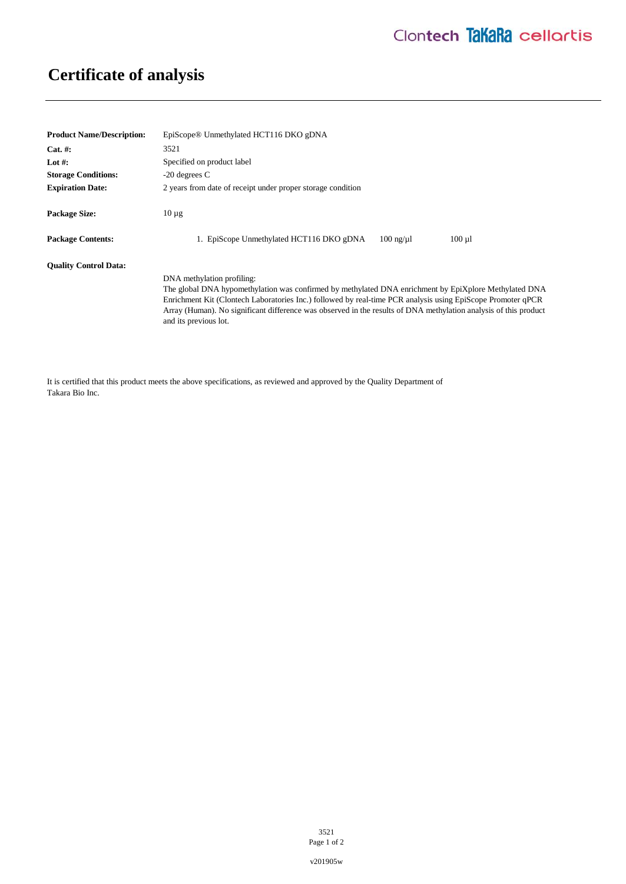# Certificate of analysis

| | |
|---|---|
| **Product Name/Description:** | EpiScope® Unmethylated HCT116 DKO gDNA |
| **Cat. #:** | 3521 |
| **Lot #:** | Specified on product label |
| **Storage Conditions:** | -20 degrees C |
| **Expiration Date:** | 2 years from date of receipt under proper storage condition |
| **Package Size:** | 10 µg |

**Package Contents:**

| | | |
|---|---|---|
| 1. EpiScope Unmethylated HCT116 DKO gDNA | 100 ng/µl | 100 µl |

**Quality Control Data:**

DNA methylation profiling:
The global DNA hypomethylation was confirmed by methylated DNA enrichment by EpiXplore Methylated DNA Enrichment Kit (Clontech Laboratories Inc.) followed by real-time PCR analysis using EpiScope Promoter qPCR Array (Human). No significant difference was observed in the results of DNA methylation analysis of this product and its previous lot.

It is certified that this product meets the above specifications, as reviewed and approved by the Quality Department of Takara Bio Inc.

v201905w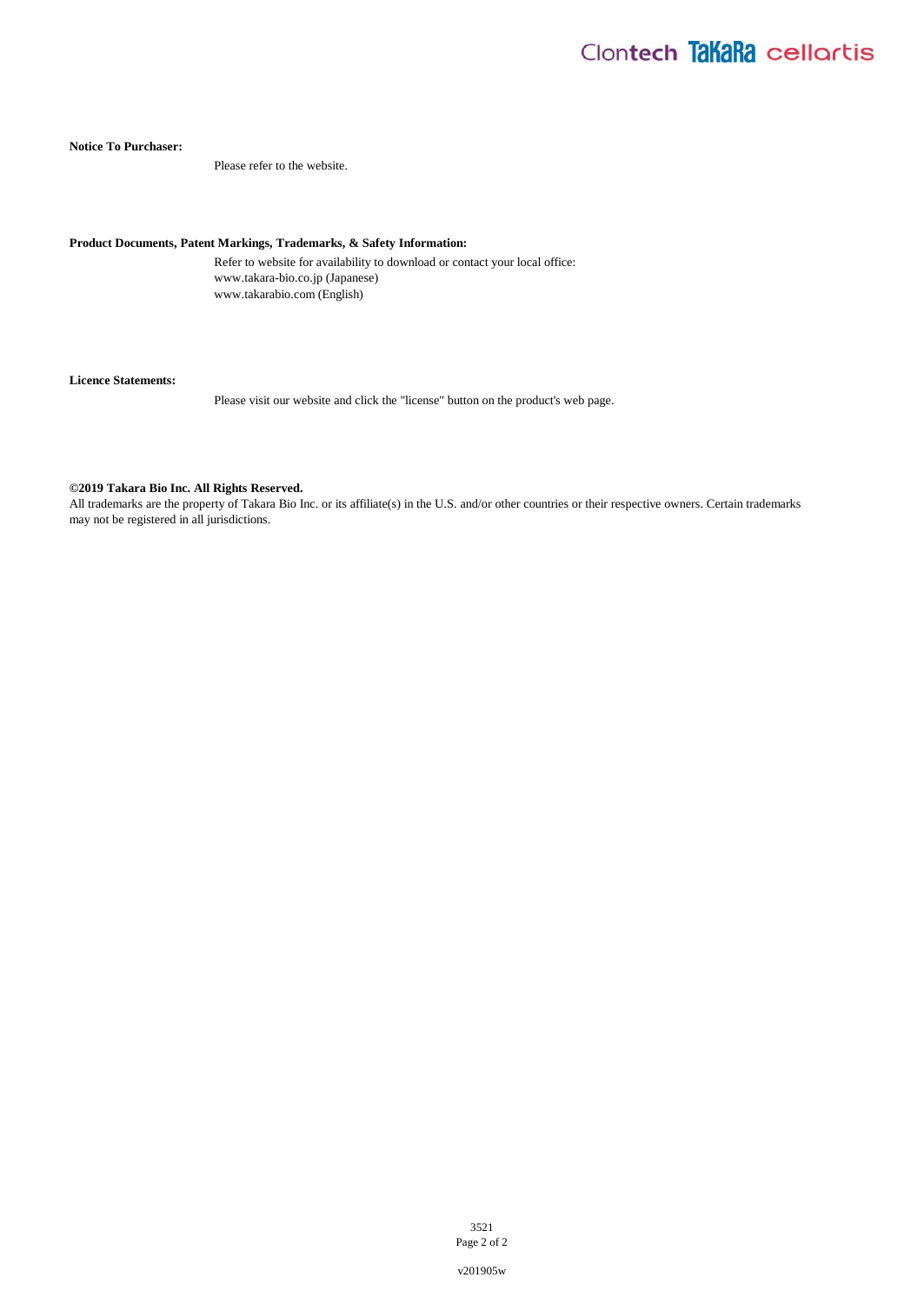**Notice To Purchaser:**

Please refer to the website.

**Product Documents, Patent Markings, Trademarks, & Safety Information:**

Refer to website for availability to download or contact your local office:
www.takara-bio.co.jp (Japanese)
www.takarabio.com (English)

**Licence Statements:**

Please visit our website and click the "license" button on the product's web page.

**©2019 Takara Bio Inc. All Rights Reserved.**
All trademarks are the property of Takara Bio Inc. or its affiliate(s) in the U.S. and/or other countries or their respective owners. Certain trademarks may not be registered in all jurisdictions.

3521

v201905w